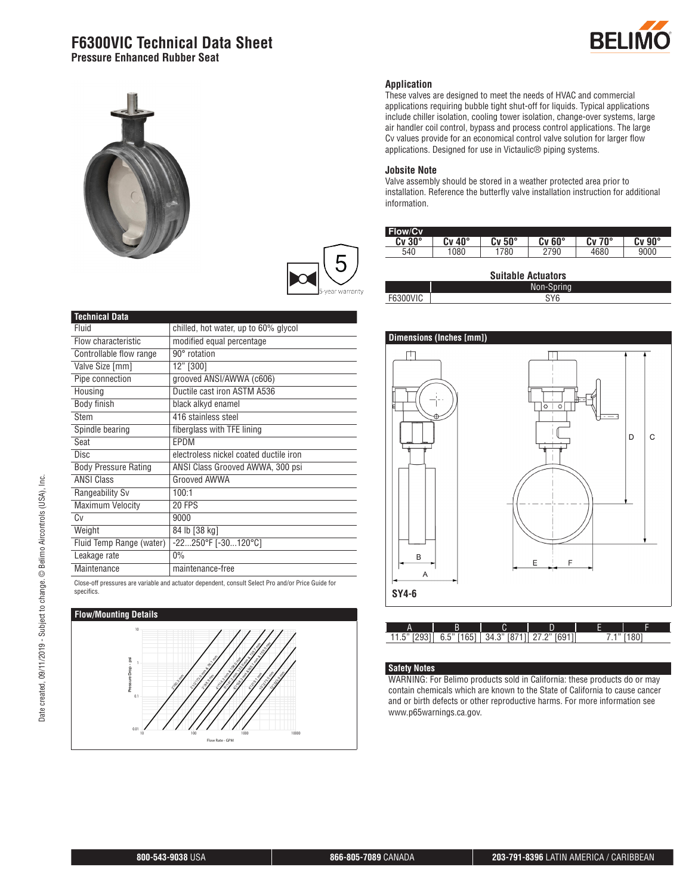# F6300VIC Technical Data Sheet

**Pressure Enhanced Rubber Seat**

5 5-year warranty

## Application

These valves are designed to meet the needs of HVAC and commercial applications requiring bubble tight shut-off for liquids. Typical applications include chiller isolation, cooling tower isolation, change-over systems, large air handler coil control, bypass and process control applications. The large Cv values provide for an economical control valve solution for larger flow applications. Designed for use in Victaulic® piping systems.

## Jobsite Note

Valve assembly should be stored in a weather protected area prior to installation. Reference the butterfly valve installation instruction for additional information.

| Flow/Cv | | | | | |
|---|---|---|---|---|---|
| Cv 30° | Cv 40° | Cv 50° | Cv 60° | Cv 70° | Cv 90° |
| 540 | 1080 | 1780 | 2790 | 4680 | 9000 |

**Suitable Actuators**

| | Non-Spring |
|---|---|
| F6300VIC | SY6 |

## Technical Data

| Technical Data | |
|---|---|
| Fluid | chilled, hot water, up to 60% glycol |
| Flow characteristic | modified equal percentage |
| Controllable flow range | 90° rotation |
| Valve Size [mm] | 12" [300] |
| Pipe connection | grooved ANSI/AWWA (c606) |
| Housing | Ductile cast iron ASTM A536 |
| Body finish | black alkyd enamel |
| Stem | 416 stainless steel |
| Spindle bearing | fiberglass with TFE lining |
| Seat | EPDM |
| Disc | electroless nickel coated ductile iron |
| Body Pressure Rating | ANSI Class Grooved AWWA, 300 psi |
| ANSI Class | Grooved AWWA |
| Rangeability Sv | 100:1 |
| Maximum Velocity | 20 FPS |
| Cv | 9000 |
| Weight | 84 lb [38 kg] |
| Fluid Temp Range (water) | -22...250°F [-30...120°C] |
| Leakage rate | 0% |
| Maintenance | maintenance-free |

Close-off pressures are variable and actuator dependent, consult Select Pro and/or Price Guide for specifics.

## Flow/Mounting Details

## Dimensions (Inches [mm])

SY4-6

| A | B | C | D | E | F |
|---|---|---|---|---|---|
| 11.5" [293] | 6.5" [165] | 34.3" [871] | 27.2" [691] | 7.1" [180] | |

## Safety Notes

WARNING: For Belimo products sold in California: these products do or may contain chemicals which are known to the State of California to cause cancer and or birth defects or other reproductive harms. For more information see www.p65warnings.ca.gov.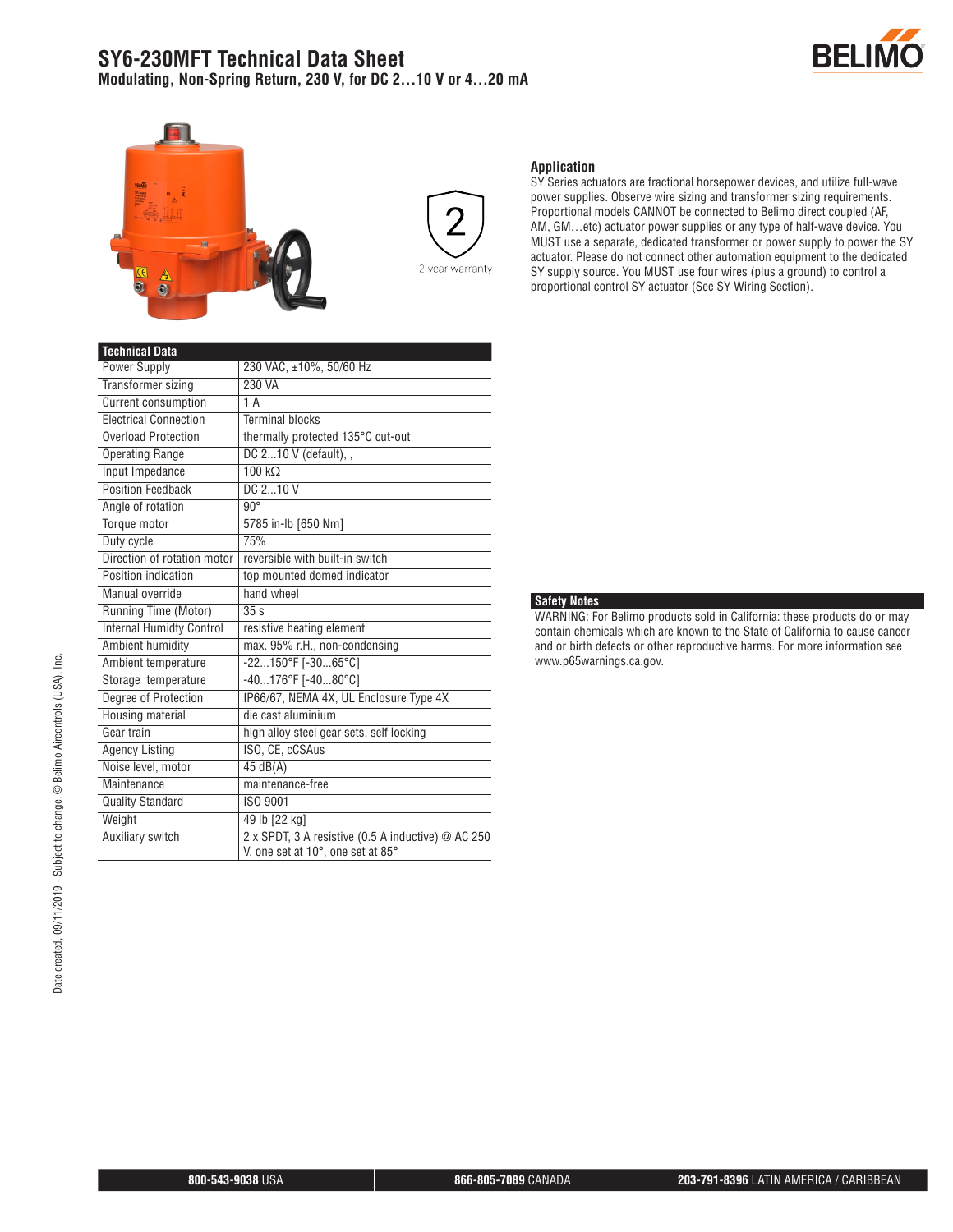# SY6-230MFT Technical Data Sheet

**Modulating, Non-Spring Return, 230 V, for DC 2…10 V or 4…20 mA**

2-year warranty

## Application

SY Series actuators are fractional horsepower devices, and utilize full-wave power supplies. Observe wire sizing and transformer sizing requirements. Proportional models CANNOT be connected to Belimo direct coupled (AF, AM, GM…etc) actuator power supplies or any type of half-wave device. You MUST use a separate, dedicated transformer or power supply to power the SY actuator. Please do not connect other automation equipment to the dedicated SY supply source. You MUST use four wires (plus a ground) to control a proportional control SY actuator (See SY Wiring Section).

| Technical Data | |
|---|---|
| Power Supply | 230 VAC, ±10%, 50/60 Hz |
| Transformer sizing | 230 VA |
| Current consumption | 1 A |
| Electrical Connection | Terminal blocks |
| Overload Protection | thermally protected 135°C cut-out |
| Operating Range | DC 2...10 V (default), , |
| Input Impedance | 100 kΩ |
| Position Feedback | DC 2...10 V |
| Angle of rotation | 90° |
| Torque motor | 5785 in-lb [650 Nm] |
| Duty cycle | 75% |
| Direction of rotation motor | reversible with built-in switch |
| Position indication | top mounted domed indicator |
| Manual override | hand wheel |
| Running Time (Motor) | 35 s |
| Internal Humidty Control | resistive heating element |
| Ambient humidity | max. 95% r.H., non-condensing |
| Ambient temperature | -22...150°F [-30...65°C] |
| Storage temperature | -40...176°F [-40...80°C] |
| Degree of Protection | IP66/67, NEMA 4X, UL Enclosure Type 4X |
| Housing material | die cast aluminium |
| Gear train | high alloy steel gear sets, self locking |
| Agency Listing | ISO, CE, cCSAus |
| Noise level, motor | 45 dB(A) |
| Maintenance | maintenance-free |
| Quality Standard | ISO 9001 |
| Weight | 49 lb [22 kg] |
| Auxiliary switch | 2 x SPDT, 3 A resistive (0.5 A inductive) @ AC 250 V, one set at 10°, one set at 85° |

## Safety Notes

WARNING: For Belimo products sold in California: these products do or may contain chemicals which are known to the State of California to cause cancer and or birth defects or other reproductive harms. For more information see www.p65warnings.ca.gov.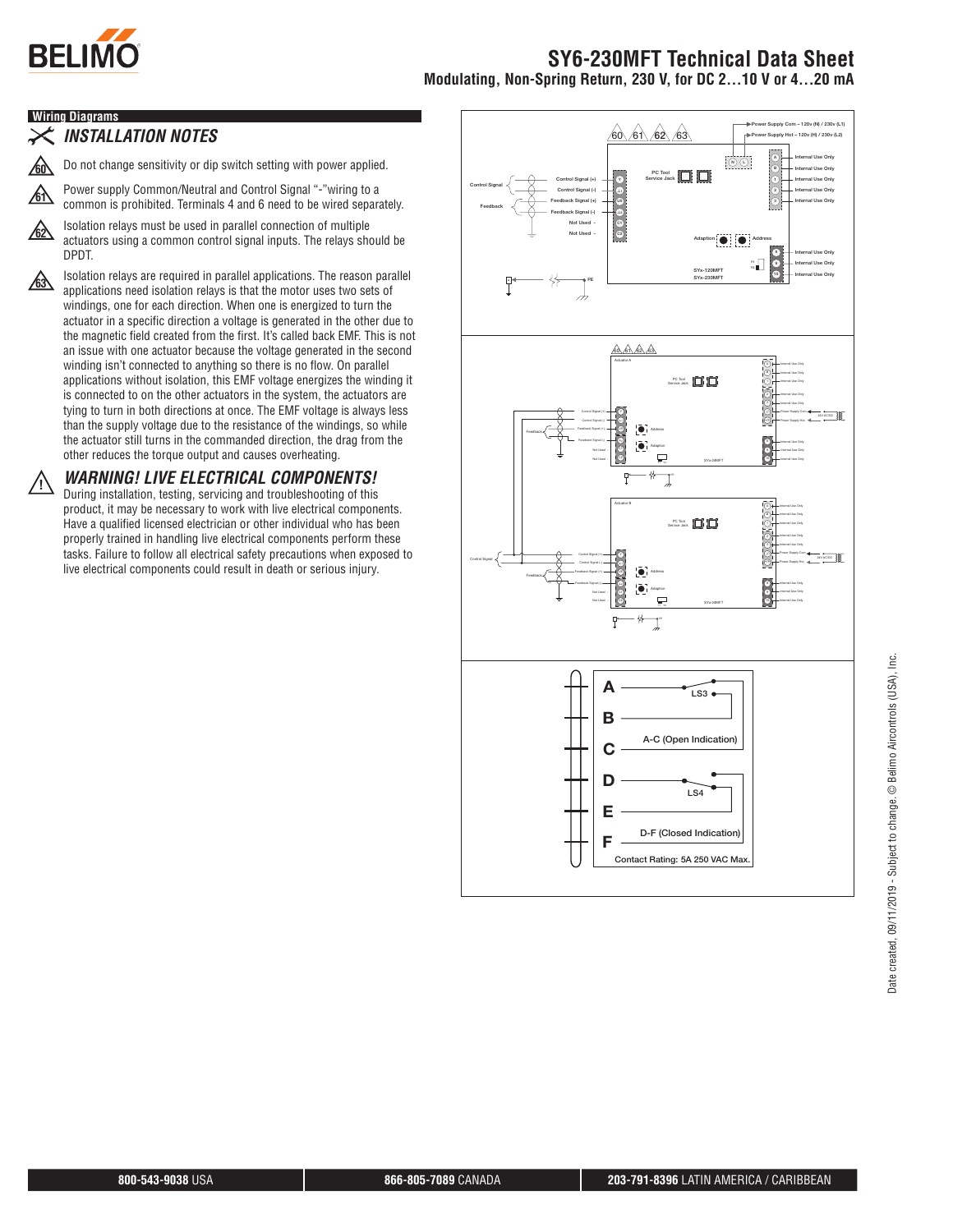## Wiring Diagrams

### *INSTALLATION NOTES*

**60** Do not change sensitivity or dip switch setting with power applied.

**61** Power supply Common/Neutral and Control Signal "-"wiring to a common is prohibited. Terminals 4 and 6 need to be wired separately.

**62** Isolation relays must be used in parallel connection of multiple actuators using a common control signal inputs. The relays should be DPDT.

**63** Isolation relays are required in parallel applications. The reason parallel applications need isolation relays is that the motor uses two sets of windings, one for each direction. When one is energized to turn the actuator in a specific direction a voltage is generated in the other due to the magnetic field created from the first. It's called back EMF. This is not an issue with one actuator because the voltage generated in the second winding isn't connected to anything so there is no flow. On parallel applications without isolation, this EMF voltage energizes the winding it is connected to on the other actuators in the system, the actuators are tying to turn in both directions at once. The EMF voltage is always less than the supply voltage due to the resistance of the windings, so while the actuator still turns in the commanded direction, the drag from the other reduces the torque output and causes overheating.

### *WARNING! LIVE ELECTRICAL COMPONENTS!*

During installation, testing, servicing and troubleshooting of this product, it may be necessary to work with live electrical components. Have a qualified licensed electrician or other individual who has been properly trained in handling live electrical components perform these tasks. Failure to follow all electrical safety precautions when exposed to live electrical components could result in death or serious injury.

60 61 62 63

Power Supply Com – 120v (N) / 230v (L1)
Power Supply Hot – 120v (H) / 230v (L2)
Control Signal
Control Signal (+)
Control Signal (-)
Feedback
Feedback Signal (+)
Feedback Signal (-)
Not Used
Not Used
PC Tool Service Jack
Internal Use Only
Adaption
Address
SYx-120MFT
SYx-230MFT
PE

Actuator A
Actuator B
Control Signal
Feedback
24V AC/DC
SYx-24MFT

A
B
C
D
E
F
LS3
A-C (Open Indication)
LS4
D-F (Closed Indication)
Contact Rating: 5A 250 VAC Max.